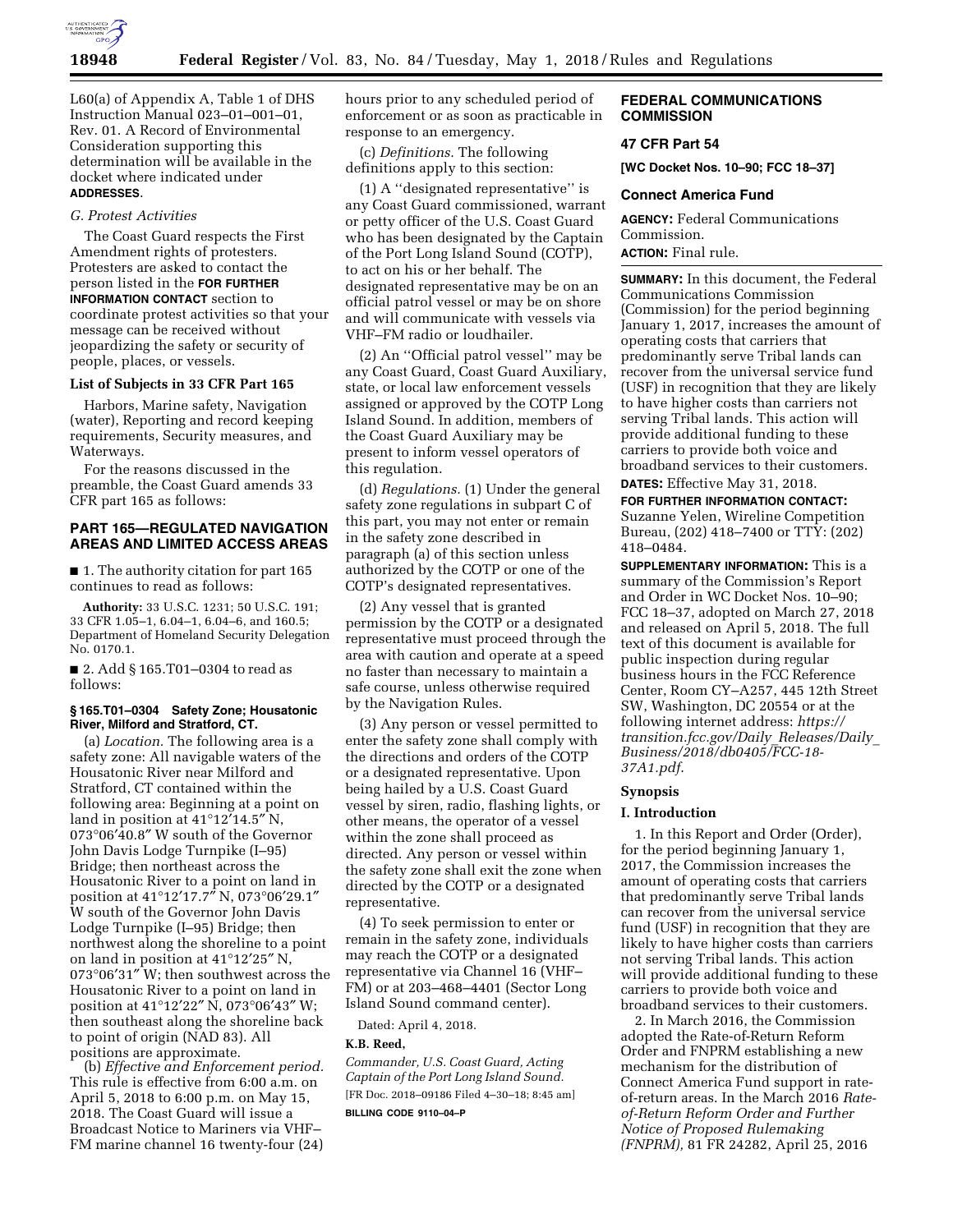L60(a) of Appendix A, Table 1 of DHS Instruction Manual 023–01–001–01, Rev. 01. A Record of Environmental Consideration supporting this determination will be available in the docket where indicated under **ADDRESSES**.

*G. Protest Activities*

The Coast Guard respects the First Amendment rights of protesters. Protesters are asked to contact the person listed in the **FOR FURTHER INFORMATION CONTACT** section to coordinate protest activities so that your message can be received without jeopardizing the safety or security of people, places, or vessels.

**List of Subjects in 33 CFR Part 165**

Harbors, Marine safety, Navigation (water), Reporting and record keeping requirements, Security measures, and Waterways.

For the reasons discussed in the preamble, the Coast Guard amends 33 CFR part 165 as follows:

## PART 165—REGULATED NAVIGATION AREAS AND LIMITED ACCESS AREAS

■ 1. The authority citation for part 165 continues to read as follows:

**Authority:** 33 U.S.C. 1231; 50 U.S.C. 191; 33 CFR 1.05–1, 6.04–1, 6.04–6, and 160.5; Department of Homeland Security Delegation No. 0170.1.

■ 2. Add § 165.T01–0304 to read as follows:

**§ 165.T01–0304 Safety Zone; Housatonic River, Milford and Stratford, CT.**

(a) *Location.* The following area is a safety zone: All navigable waters of the Housatonic River near Milford and Stratford, CT contained within the following area: Beginning at a point on land in position at 41°12′14.5″ N, 073°06′40.8″ W south of the Governor John Davis Lodge Turnpike (I–95) Bridge; then northeast across the Housatonic River to a point on land in position at 41°12′17.7″ N, 073°06′29.1″ W south of the Governor John Davis Lodge Turnpike (I–95) Bridge; then northwest along the shoreline to a point on land in position at 41°12′25″ N, 073°06′31″ W; then southwest across the Housatonic River to a point on land in position at 41°12′22″ N, 073°06′43″ W; then southeast along the shoreline back to point of origin (NAD 83). All positions are approximate.

(b) *Effective and Enforcement period.* This rule is effective from 6:00 a.m. on April 5, 2018 to 6:00 p.m. on May 15, 2018. The Coast Guard will issue a Broadcast Notice to Mariners via VHF–FM marine channel 16 twenty-four (24) hours prior to any scheduled period of enforcement or as soon as practicable in response to an emergency.

(c) *Definitions.* The following definitions apply to this section:

(1) A ''designated representative'' is any Coast Guard commissioned, warrant or petty officer of the U.S. Coast Guard who has been designated by the Captain of the Port Long Island Sound (COTP), to act on his or her behalf. The designated representative may be on an official patrol vessel or may be on shore and will communicate with vessels via VHF–FM radio or loudhailer.

(2) An ''Official patrol vessel'' may be any Coast Guard, Coast Guard Auxiliary, state, or local law enforcement vessels assigned or approved by the COTP Long Island Sound. In addition, members of the Coast Guard Auxiliary may be present to inform vessel operators of this regulation.

(d) *Regulations.* (1) Under the general safety zone regulations in subpart C of this part, you may not enter or remain in the safety zone described in paragraph (a) of this section unless authorized by the COTP or one of the COTP's designated representatives.

(2) Any vessel that is granted permission by the COTP or a designated representative must proceed through the area with caution and operate at a speed no faster than necessary to maintain a safe course, unless otherwise required by the Navigation Rules.

(3) Any person or vessel permitted to enter the safety zone shall comply with the directions and orders of the COTP or a designated representative. Upon being hailed by a U.S. Coast Guard vessel by siren, radio, flashing lights, or other means, the operator of a vessel within the zone shall proceed as directed. Any person or vessel within the safety zone shall exit the zone when directed by the COTP or a designated representative.

(4) To seek permission to enter or remain in the safety zone, individuals may reach the COTP or a designated representative via Channel 16 (VHF–FM) or at 203–468–4401 (Sector Long Island Sound command center).

Dated: April 4, 2018.

**K.B. Reed,**

*Commander, U.S. Coast Guard, Acting Captain of the Port Long Island Sound.*

[FR Doc. 2018–09186 Filed 4–30–18; 8:45 am]

**BILLING CODE 9110–04–P**

## FEDERAL COMMUNICATIONS COMMISSION

### 47 CFR Part 54

**[WC Docket Nos. 10–90; FCC 18–37]**

### Connect America Fund

**AGENCY:** Federal Communications Commission.

**ACTION:** Final rule.

**SUMMARY:** In this document, the Federal Communications Commission (Commission) for the period beginning January 1, 2017, increases the amount of operating costs that carriers that predominantly serve Tribal lands can recover from the universal service fund (USF) in recognition that they are likely to have higher costs than carriers not serving Tribal lands. This action will provide additional funding to these carriers to provide both voice and broadband services to their customers.

**DATES:** Effective May 31, 2018.

**FOR FURTHER INFORMATION CONTACT:** Suzanne Yelen, Wireline Competition Bureau, (202) 418–7400 or TTY: (202) 418–0484.

**SUPPLEMENTARY INFORMATION:** This is a summary of the Commission's Report and Order in WC Docket Nos. 10–90; FCC 18–37, adopted on March 27, 2018 and released on April 5, 2018. The full text of this document is available for public inspection during regular business hours in the FCC Reference Center, Room CY–A257, 445 12th Street SW, Washington, DC 20554 or at the following internet address: *https://transition.fcc.gov/Daily_Releases/Daily_Business/2018/db0405/FCC-18-37A1.pdf.*

### Synopsis

### I. Introduction

1. In this Report and Order (Order), for the period beginning January 1, 2017, the Commission increases the amount of operating costs that carriers that predominantly serve Tribal lands can recover from the universal service fund (USF) in recognition that they are likely to have higher costs than carriers not serving Tribal lands. This action will provide additional funding to these carriers to provide both voice and broadband services to their customers.

2. In March 2016, the Commission adopted the Rate-of-Return Reform Order and FNPRM establishing a new mechanism for the distribution of Connect America Fund support in rate-of-return areas. In the March 2016 *Rate-of-Return Reform Order and Further Notice of Proposed Rulemaking (FNPRM),* 81 FR 24282, April 25, 2016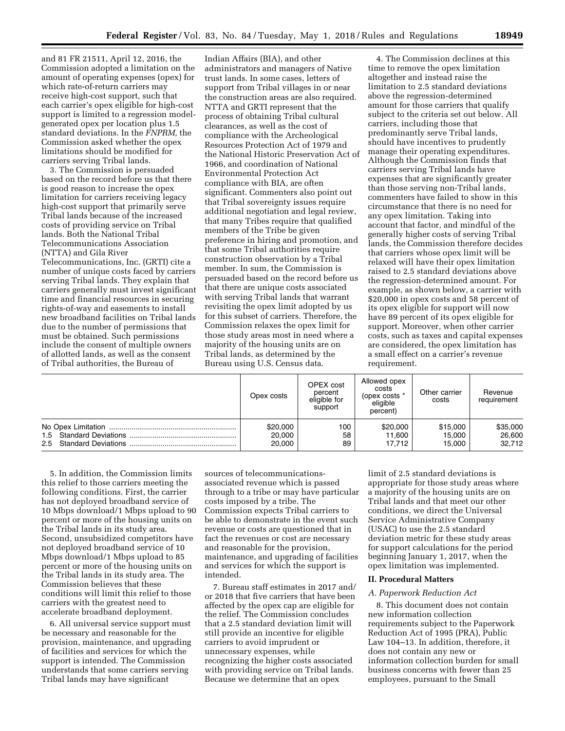and 81 FR 21511, April 12, 2016, the Commission adopted a limitation on the amount of operating expenses (opex) for which rate-of-return carriers may receive high-cost support, such that each carrier's opex eligible for high-cost support is limited to a regression model-generated opex per location plus 1.5 standard deviations. In the *FNPRM,* the Commission asked whether the opex limitations should be modified for carriers serving Tribal lands.

3. The Commission is persuaded based on the record before us that there is good reason to increase the opex limitation for carriers receiving legacy high-cost support that primarily serve Tribal lands because of the increased costs of providing service on Tribal lands. Both the National Tribal Telecommunications Association (NTTA) and Gila River Telecommunications, Inc. (GRTI) cite a number of unique costs faced by carriers serving Tribal lands. They explain that carriers generally must invest significant time and financial resources in securing rights-of-way and easements to install new broadband facilities on Tribal lands due to the number of permissions that must be obtained. Such permissions include the consent of multiple owners of allotted lands, as well as the consent of Tribal authorities, the Bureau of Indian Affairs (BIA), and other administrators and managers of Native trust lands. In some cases, letters of support from Tribal villages in or near the construction areas are also required. NTTA and GRTI represent that the process of obtaining Tribal cultural clearances, as well as the cost of compliance with the Archeological Resources Protection Act of 1979 and the National Historic Preservation Act of 1966, and coordination of National Environmental Protection Act compliance with BIA, are often significant. Commenters also point out that Tribal sovereignty issues require additional negotiation and legal review, that many Tribes require that qualified members of the Tribe be given preference in hiring and promotion, and that some Tribal authorities require construction observation by a Tribal member. In sum, the Commission is persuaded based on the record before us that there are unique costs associated with serving Tribal lands that warrant revisiting the opex limit adopted by us for this subset of carriers. Therefore, the Commission relaxes the opex limit for those study areas most in need where a majority of the housing units are on Tribal lands, as determined by the Bureau using U.S. Census data.

4. The Commission declines at this time to remove the opex limitation altogether and instead raise the limitation to 2.5 standard deviations above the regression-determined amount for those carriers that qualify subject to the criteria set out below. All carriers, including those that predominantly serve Tribal lands, should have incentives to prudently manage their operating expenditures. Although the Commission finds that carriers serving Tribal lands have expenses that are significantly greater than those serving non-Tribal lands, commenters have failed to show in this circumstance that there is no need for any opex limitation. Taking into account that factor, and mindful of the generally higher costs of serving Tribal lands, the Commission therefore decides that carriers whose opex limit will be relaxed will have their opex limitation raised to 2.5 standard deviations above the regression-determined amount. For example, as shown below, a carrier with $20,000 in opex costs and 58 percent of its opex eligible for support will now have 89 percent of its opex eligible for support. Moreover, when other carrier costs, such as taxes and capital expenses are considered, the opex limitation has a small effect on a carrier's revenue requirement.

| | Opex costs | OPEX cost percent eligible for support | Allowed opex costs (opex costs * eligible percent) | Other carrier costs | Revenue requirement |
|---|---|---|---|---|---|
| No Opex Limitation | $20,000 | 100 | $20,000 | $15,000 | $35,000 |
| 1.5 Standard Deviations | 20,000 | 58 | 11,600 | 15,000 | 26,600 |
| 2.5 Standard Deviations | 20,000 | 89 | 17,712 | 15,000 | 32,712 |

5. In addition, the Commission limits this relief to those carriers meeting the following conditions. First, the carrier has not deployed broadband service of 10 Mbps download/1 Mbps upload to 90 percent or more of the housing units on the Tribal lands in its study area. Second, unsubsidized competitors have not deployed broadband service of 10 Mbps download/1 Mbps upload to 85 percent or more of the housing units on the Tribal lands in its study area. The Commission believes that these conditions will limit this relief to those carriers with the greatest need to accelerate broadband deployment.

6. All universal service support must be necessary and reasonable for the provision, maintenance, and upgrading of facilities and services for which the support is intended. The Commission understands that some carriers serving Tribal lands may have significant sources of telecommunications-associated revenue which is passed through to a tribe or may have particular costs imposed by a tribe. The Commission expects Tribal carriers to be able to demonstrate in the event such revenue or costs are questioned that in fact the revenues or cost are necessary and reasonable for the provision, maintenance, and upgrading of facilities and services for which the support is intended.

7. Bureau staff estimates in 2017 and/or 2018 that five carriers that have been affected by the opex cap are eligible for the relief. The Commission concludes that a 2.5 standard deviation limit will still provide an incentive for eligible carriers to avoid imprudent or unnecessary expenses, while recognizing the higher costs associated with providing service on Tribal lands. Because we determine that an opex limit of 2.5 standard deviations is appropriate for those study areas where a majority of the housing units are on Tribal lands and that meet our other conditions, we direct the Universal Service Administrative Company (USAC) to use the 2.5 standard deviation metric for these study areas for support calculations for the period beginning January 1, 2017, when the opex limitation was implemented.

## II. Procedural Matters

### A. Paperwork Reduction Act

8. This document does not contain new information collection requirements subject to the Paperwork Reduction Act of 1995 (PRA), Public Law 104–13. In addition, therefore, it does not contain any new or information collection burden for small business concerns with fewer than 25 employees, pursuant to the Small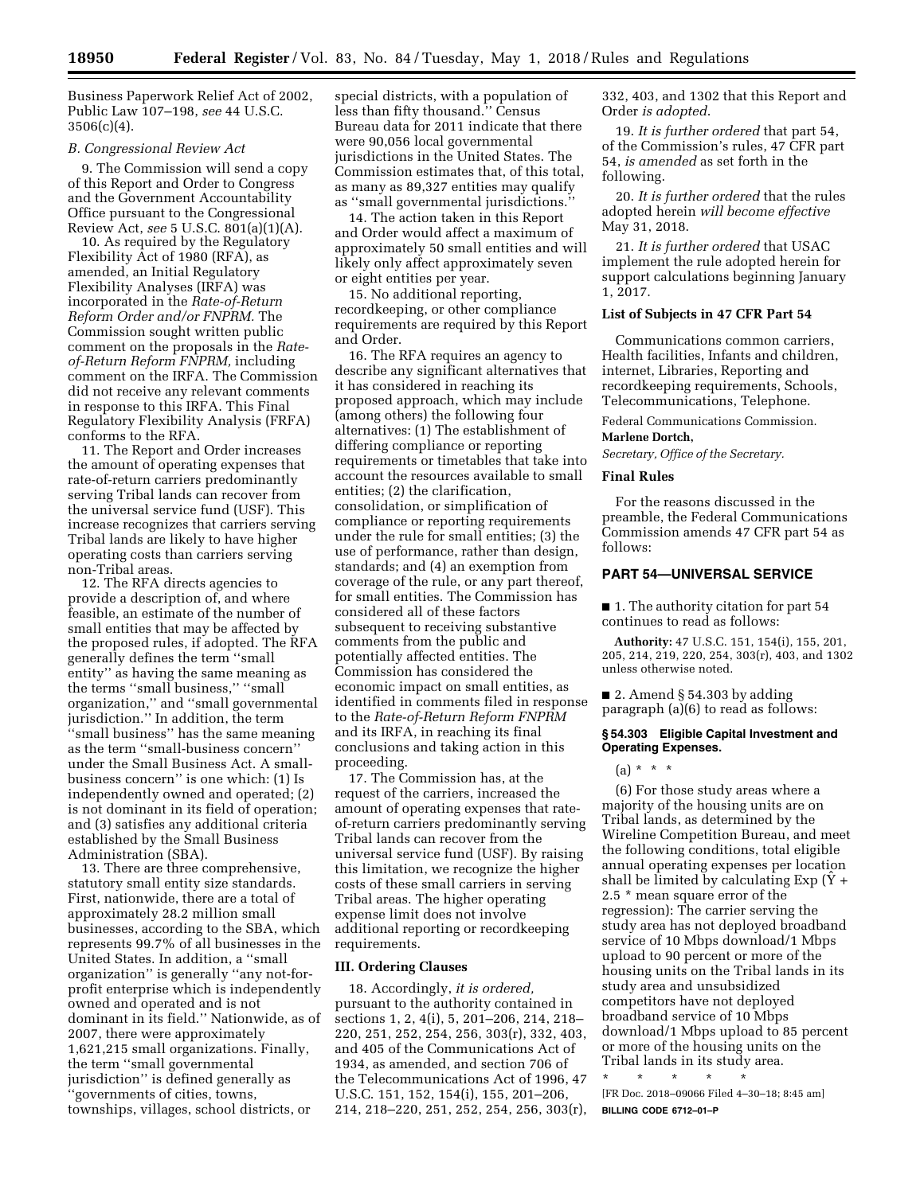Business Paperwork Relief Act of 2002, Public Law 107–198, *see* 44 U.S.C. 3506(c)(4).

*B. Congressional Review Act*

9. The Commission will send a copy of this Report and Order to Congress and the Government Accountability Office pursuant to the Congressional Review Act, *see* 5 U.S.C. 801(a)(1)(A).

10. As required by the Regulatory Flexibility Act of 1980 (RFA), as amended, an Initial Regulatory Flexibility Analyses (IRFA) was incorporated in the *Rate-of-Return Reform Order and/or FNPRM.* The Commission sought written public comment on the proposals in the *Rate-of-Return Reform FNPRM,* including comment on the IRFA. The Commission did not receive any relevant comments in response to this IRFA. This Final Regulatory Flexibility Analysis (FRFA) conforms to the RFA.

11. The Report and Order increases the amount of operating expenses that rate-of-return carriers predominantly serving Tribal lands can recover from the universal service fund (USF). This increase recognizes that carriers serving Tribal lands are likely to have higher operating costs than carriers serving non-Tribal areas.

12. The RFA directs agencies to provide a description of, and where feasible, an estimate of the number of small entities that may be affected by the proposed rules, if adopted. The RFA generally defines the term ''small entity'' as having the same meaning as the terms ''small business,'' ''small organization,'' and ''small governmental jurisdiction.'' In addition, the term ''small business'' has the same meaning as the term ''small-business concern'' under the Small Business Act. A small-business concern'' is one which: (1) Is independently owned and operated; (2) is not dominant in its field of operation; and (3) satisfies any additional criteria established by the Small Business Administration (SBA).

13. There are three comprehensive, statutory small entity size standards. First, nationwide, there are a total of approximately 28.2 million small businesses, according to the SBA, which represents 99.7% of all businesses in the United States. In addition, a ''small organization'' is generally ''any not-for-profit enterprise which is independently owned and operated and is not dominant in its field.'' Nationwide, as of 2007, there were approximately 1,621,215 small organizations. Finally, the term ''small governmental jurisdiction'' is defined generally as ''governments of cities, towns, townships, villages, school districts, or special districts, with a population of less than fifty thousand.'' Census Bureau data for 2011 indicate that there were 90,056 local governmental jurisdictions in the United States. The Commission estimates that, of this total, as many as 89,327 entities may qualify as ''small governmental jurisdictions.''

14. The action taken in this Report and Order would affect a maximum of approximately 50 small entities and will likely only affect approximately seven or eight entities per year.

15. No additional reporting, recordkeeping, or other compliance requirements are required by this Report and Order.

16. The RFA requires an agency to describe any significant alternatives that it has considered in reaching its proposed approach, which may include (among others) the following four alternatives: (1) The establishment of differing compliance or reporting requirements or timetables that take into account the resources available to small entities; (2) the clarification, consolidation, or simplification of compliance or reporting requirements under the rule for small entities; (3) the use of performance, rather than design, standards; and (4) an exemption from coverage of the rule, or any part thereof, for small entities. The Commission has considered all of these factors subsequent to receiving substantive comments from the public and potentially affected entities. The Commission has considered the economic impact on small entities, as identified in comments filed in response to the *Rate-of-Return Reform FNPRM* and its IRFA, in reaching its final conclusions and taking action in this proceeding.

17. The Commission has, at the request of the carriers, increased the amount of operating expenses that rate-of-return carriers predominantly serving Tribal lands can recover from the universal service fund (USF). By raising this limitation, we recognize the higher costs of these small carriers in serving Tribal areas. The higher operating expense limit does not involve additional reporting or recordkeeping requirements.

## III. Ordering Clauses

18. Accordingly, *it is ordered,* pursuant to the authority contained in sections 1, 2, 4(i), 5, 201–206, 214, 218–220, 251, 252, 254, 256, 303(r), 332, 403, and 405 of the Communications Act of 1934, as amended, and section 706 of the Telecommunications Act of 1996, 47 U.S.C. 151, 152, 154(i), 155, 201–206, 214, 218–220, 251, 252, 254, 256, 303(r), 332, 403, and 1302 that this Report and Order *is adopted.*

19. *It is further ordered* that part 54, of the Commission's rules, 47 CFR part 54, *is amended* as set forth in the following.

20. *It is further ordered* that the rules adopted herein *will become effective* May 31, 2018.

21. *It is further ordered* that USAC implement the rule adopted herein for support calculations beginning January 1, 2017.

### List of Subjects in 47 CFR Part 54

Communications common carriers, Health facilities, Infants and children, internet, Libraries, Reporting and recordkeeping requirements, Schools, Telecommunications, Telephone.

Federal Communications Commission.

**Marlene Dortch,**

*Secretary, Office of the Secretary.*

### Final Rules

For the reasons discussed in the preamble, the Federal Communications Commission amends 47 CFR part 54 as follows:

## PART 54—UNIVERSAL SERVICE

■ 1. The authority citation for part 54 continues to read as follows:

**Authority:** 47 U.S.C. 151, 154(i), 155, 201, 205, 214, 219, 220, 254, 303(r), 403, and 1302 unless otherwise noted.

■ 2. Amend § 54.303 by adding paragraph (a)(6) to read as follows:

### § 54.303 Eligible Capital Investment and Operating Expenses.

(a) * * *

(6) For those study areas where a majority of the housing units are on Tribal lands, as determined by the Wireline Competition Bureau, and meet the following conditions, total eligible annual operating expenses per location shall be limited by calculating Exp ($\hat{Y}$ + 2.5 * mean square error of the regression): The carrier serving the study area has not deployed broadband service of 10 Mbps download/1 Mbps upload to 90 percent or more of the housing units on the Tribal lands in its study area and unsubsidized competitors have not deployed broadband service of 10 Mbps download/1 Mbps upload to 85 percent or more of the housing units on the Tribal lands in its study area.

\* \* \* \* \*

[FR Doc. 2018–09066 Filed 4–30–18; 8:45 am]

BILLING CODE 6712–01–P